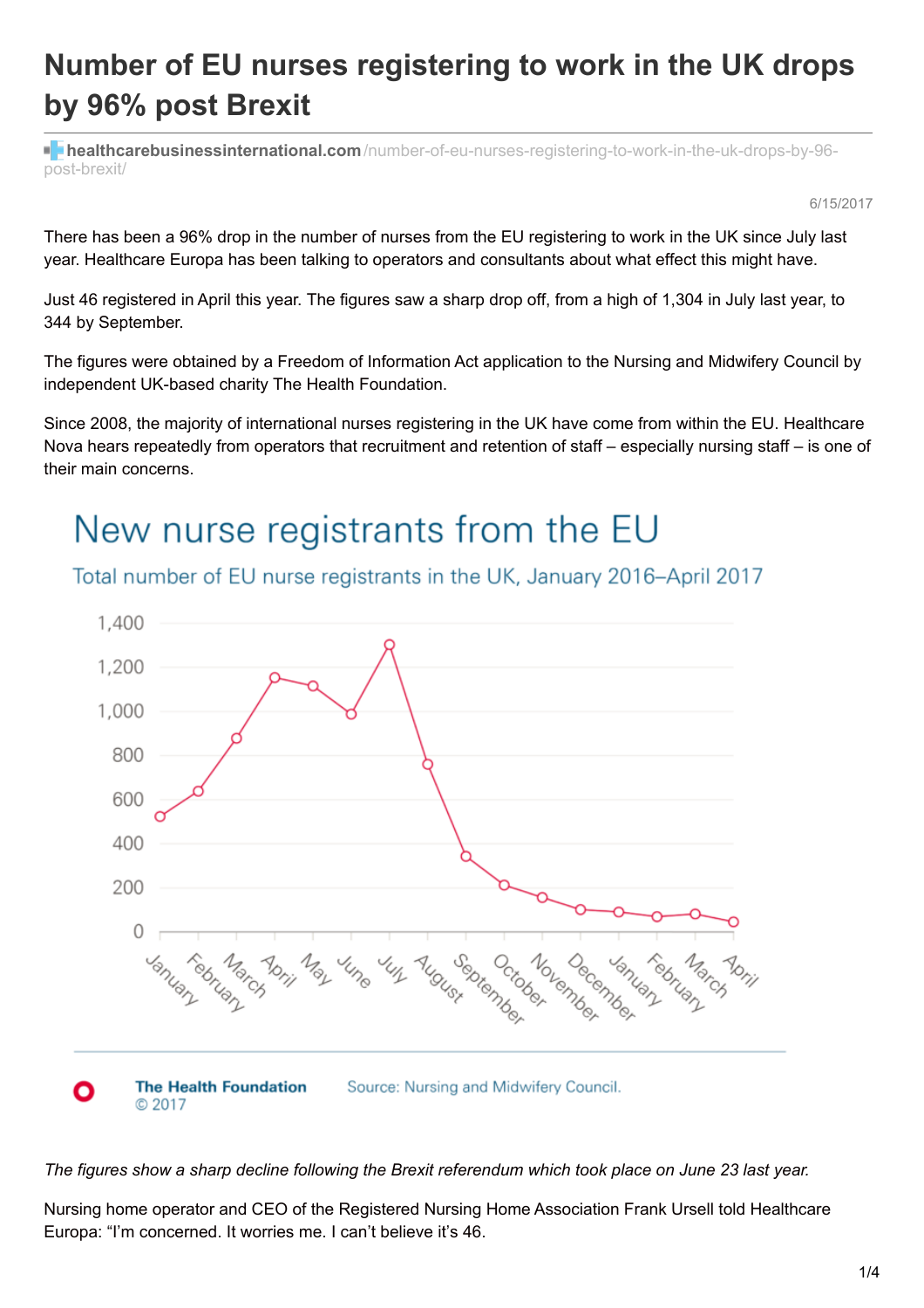# Number of EU nurses registering to work in the UK drops by 96% post Brexit

healthcarebusinessinternational.com/number-of-eu-nurses-registering-to-work-in-the-uk-drops-by-96-post-brexit/

6/15/2017

There has been a 96% drop in the number of nurses from the EU registering to work in the UK since July last year. Healthcare Europa has been talking to operators and consultants about what effect this might have.

Just 46 registered in April this year. The figures saw a sharp drop off, from a high of 1,304 in July last year, to 344 by September.

The figures were obtained by a Freedom of Information Act application to the Nursing and Midwifery Council by independent UK-based charity The Health Foundation.

Since 2008, the majority of international nurses registering in the UK have come from within the EU. Healthcare Nova hears repeatedly from operators that recruitment and retention of staff – especially nursing staff – is one of their main concerns.

## New nurse registrants from the EU

Total number of EU nurse registrants in the UK, January 2016–April 2017

The Health Foundation © 2017 — Source: Nursing and Midwifery Council.

*The figures show a sharp decline following the Brexit referendum which took place on June 23 last year.*

Nursing home operator and CEO of the Registered Nursing Home Association Frank Ursell told Healthcare Europa: "I'm concerned. It worries me. I can't believe it's 46.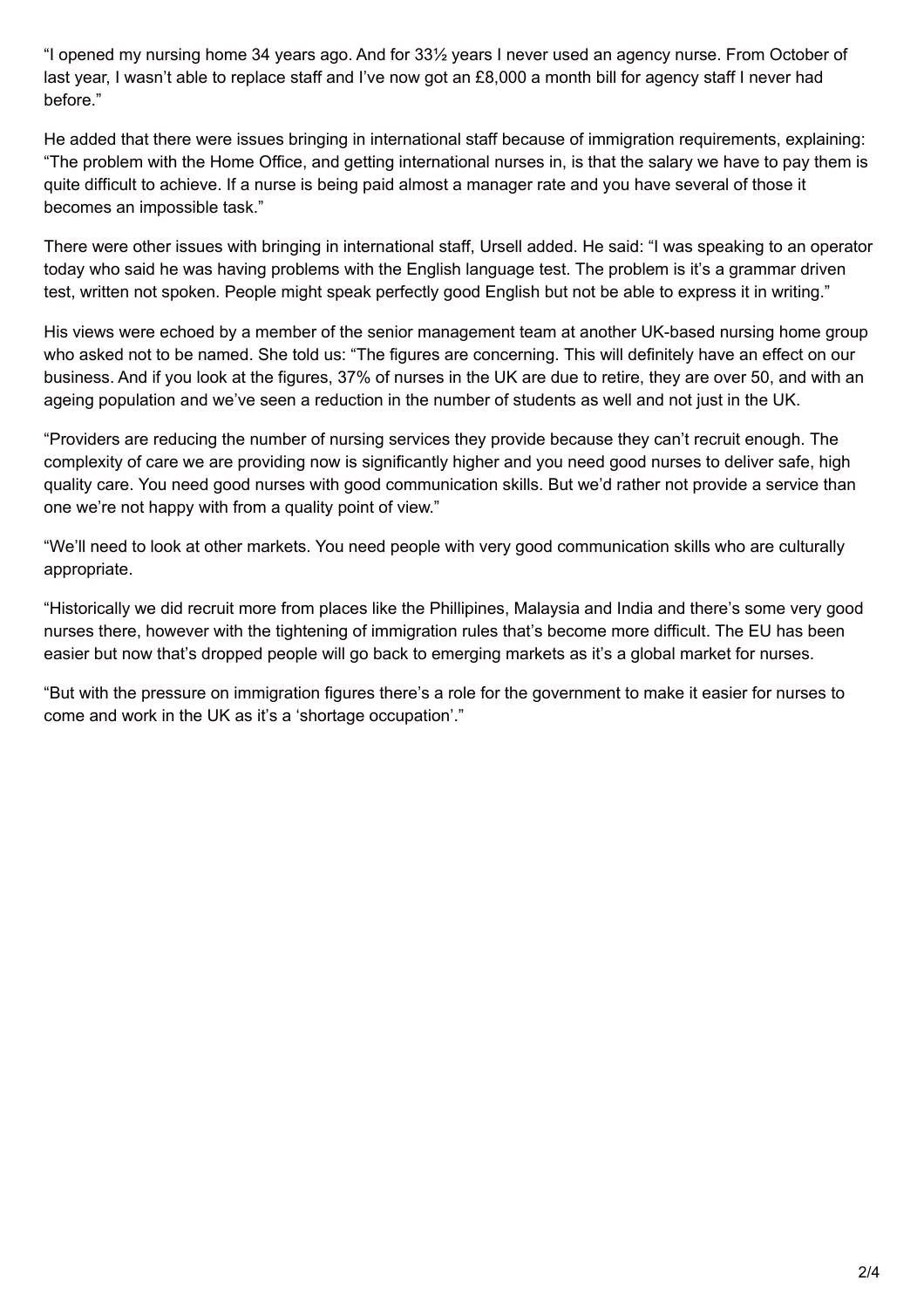"I opened my nursing home 34 years ago. And for 33½ years I never used an agency nurse. From October of last year, I wasn't able to replace staff and I've now got an £8,000 a month bill for agency staff I never had before."

He added that there were issues bringing in international staff because of immigration requirements, explaining: "The problem with the Home Office, and getting international nurses in, is that the salary we have to pay them is quite difficult to achieve. If a nurse is being paid almost a manager rate and you have several of those it becomes an impossible task."

There were other issues with bringing in international staff, Ursell added. He said: "I was speaking to an operator today who said he was having problems with the English language test. The problem is it's a grammar driven test, written not spoken. People might speak perfectly good English but not be able to express it in writing."

His views were echoed by a member of the senior management team at another UK-based nursing home group who asked not to be named. She told us: "The figures are concerning. This will definitely have an effect on our business. And if you look at the figures, 37% of nurses in the UK are due to retire, they are over 50, and with an ageing population and we've seen a reduction in the number of students as well and not just in the UK.

"Providers are reducing the number of nursing services they provide because they can't recruit enough. The complexity of care we are providing now is significantly higher and you need good nurses to deliver safe, high quality care. You need good nurses with good communication skills. But we'd rather not provide a service than one we're not happy with from a quality point of view."

"We'll need to look at other markets. You need people with very good communication skills who are culturally appropriate.

"Historically we did recruit more from places like the Phillipines, Malaysia and India and there's some very good nurses there, however with the tightening of immigration rules that's become more difficult. The EU has been easier but now that's dropped people will go back to emerging markets as it's a global market for nurses.

"But with the pressure on immigration figures there's a role for the government to make it easier for nurses to come and work in the UK as it's a 'shortage occupation'."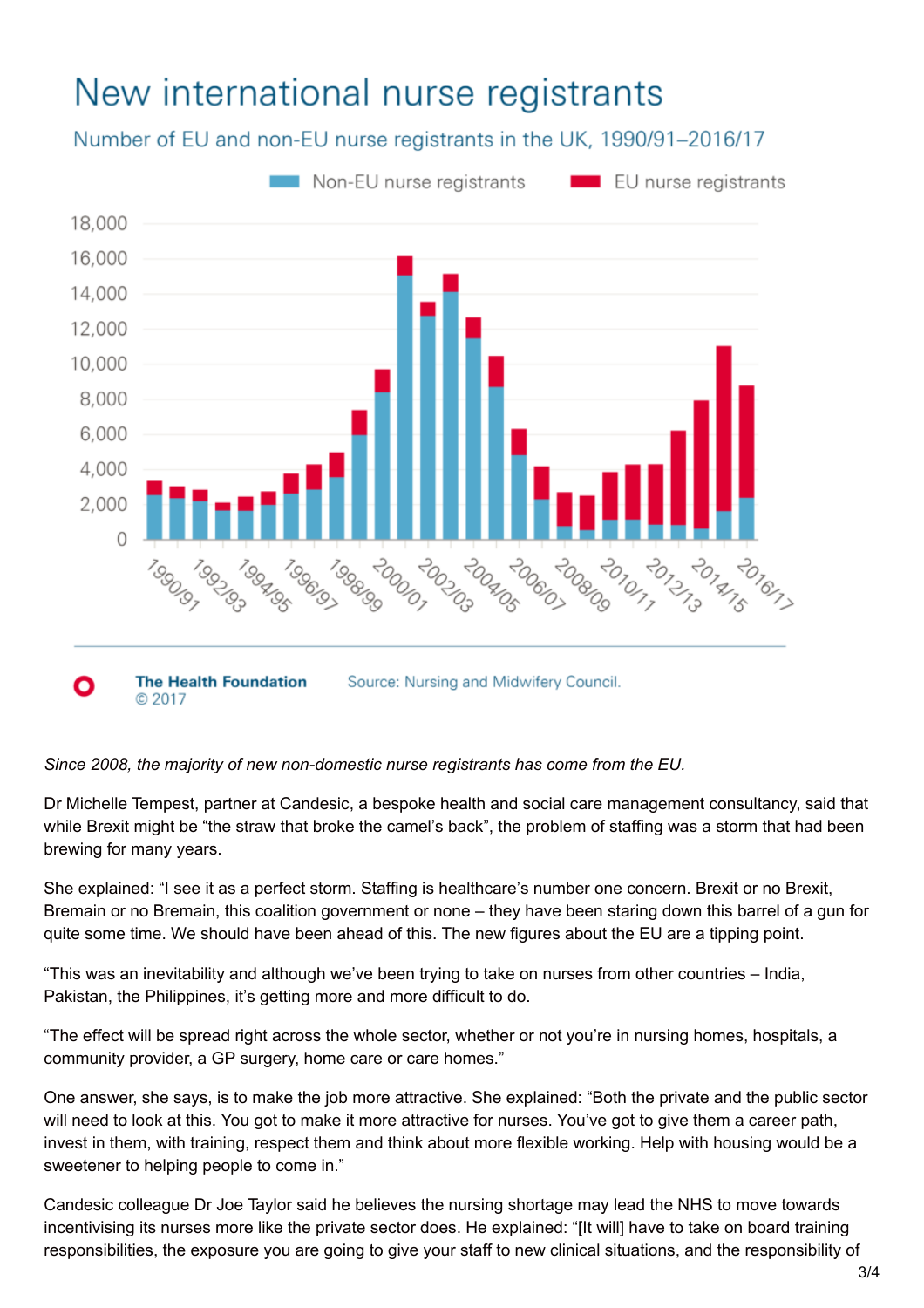## New international nurse registrants

Number of EU and non-EU nurse registrants in the UK, 1990/91–2016/17

Non-EU nurse registrants | EU nurse registrants

The Health Foundation © 2017 | Source: Nursing and Midwifery Council.

*Since 2008, the majority of new non-domestic nurse registrants has come from the EU.*

Dr Michelle Tempest, partner at Candesic, a bespoke health and social care management consultancy, said that while Brexit might be "the straw that broke the camel's back", the problem of staffing was a storm that had been brewing for many years.

She explained: "I see it as a perfect storm. Staffing is healthcare's number one concern. Brexit or no Brexit, Bremain or no Bremain, this coalition government or none – they have been staring down this barrel of a gun for quite some time. We should have been ahead of this. The new figures about the EU are a tipping point.

"This was an inevitability and although we've been trying to take on nurses from other countries – India, Pakistan, the Philippines, it's getting more and more difficult to do.

"The effect will be spread right across the whole sector, whether or not you're in nursing homes, hospitals, a community provider, a GP surgery, home care or care homes."

One answer, she says, is to make the job more attractive. She explained: "Both the private and the public sector will need to look at this. You got to make it more attractive for nurses. You've got to give them a career path, invest in them, with training, respect them and think about more flexible working. Help with housing would be a sweetener to helping people to come in."

Candesic colleague Dr Joe Taylor said he believes the nursing shortage may lead the NHS to move towards incentivising its nurses more like the private sector does. He explained: "[It will] have to take on board training responsibilities, the exposure you are going to give your staff to new clinical situations, and the responsibility of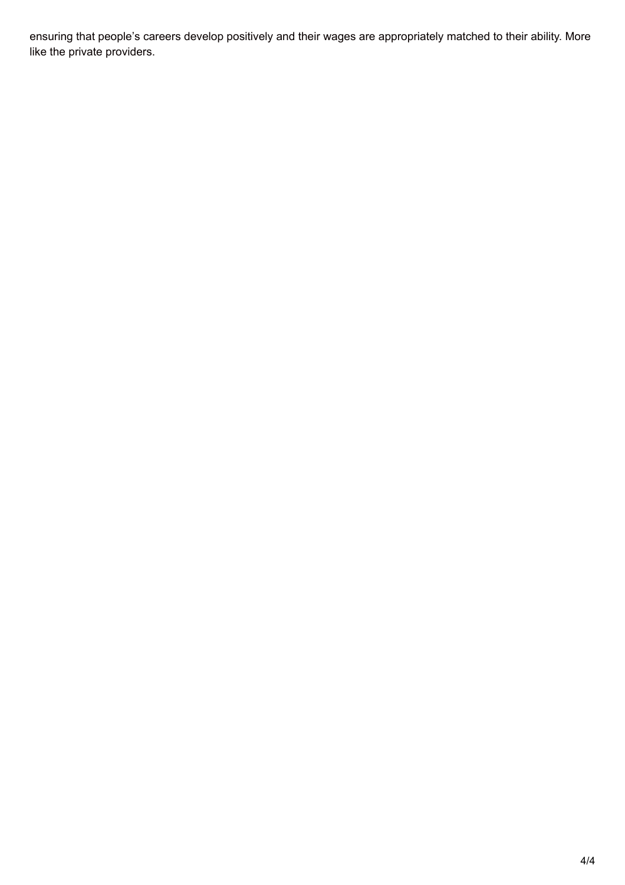ensuring that people's careers develop positively and their wages are appropriately matched to their ability. More like the private providers.